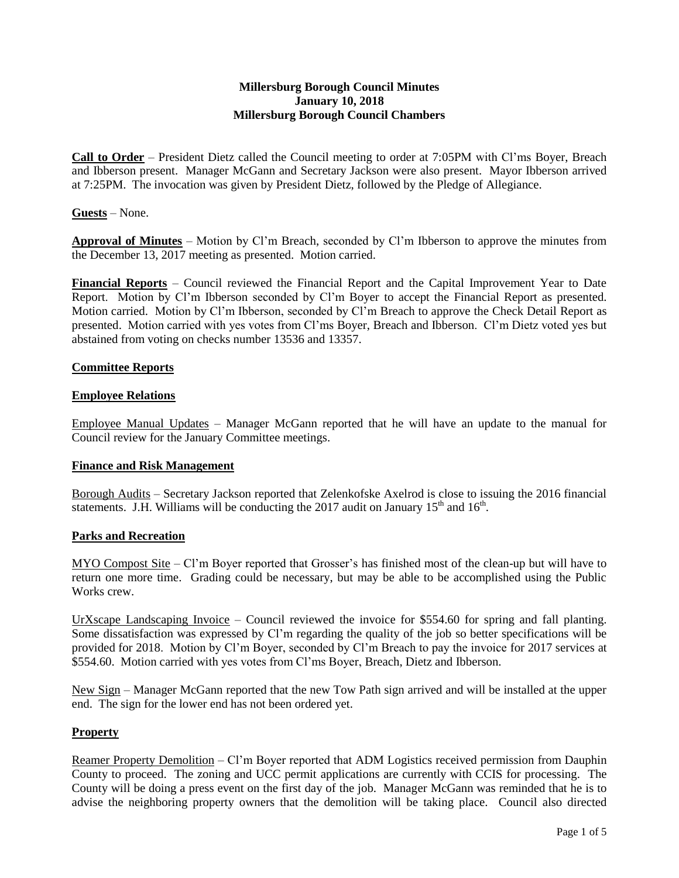**Millersburg Borough Council Minutes**
**January 10, 2018**
**Millersburg Borough Council Chambers**

**Call to Order** – President Dietz called the Council meeting to order at 7:05PM with Cl'ms Boyer, Breach and Ibberson present. Manager McGann and Secretary Jackson were also present. Mayor Ibberson arrived at 7:25PM. The invocation was given by President Dietz, followed by the Pledge of Allegiance.

**Guests** – None.

**Approval of Minutes** – Motion by Cl'm Breach, seconded by Cl'm Ibberson to approve the minutes from the December 13, 2017 meeting as presented. Motion carried.

**Financial Reports** – Council reviewed the Financial Report and the Capital Improvement Year to Date Report. Motion by Cl'm Ibberson seconded by Cl'm Boyer to accept the Financial Report as presented. Motion carried. Motion by Cl'm Ibberson, seconded by Cl'm Breach to approve the Check Detail Report as presented. Motion carried with yes votes from Cl'ms Boyer, Breach and Ibberson. Cl'm Dietz voted yes but abstained from voting on checks number 13536 and 13357.

## Committee Reports

### Employee Relations

Employee Manual Updates – Manager McGann reported that he will have an update to the manual for Council review for the January Committee meetings.

### Finance and Risk Management

Borough Audits – Secretary Jackson reported that Zelenkofske Axelrod is close to issuing the 2016 financial statements. J.H. Williams will be conducting the 2017 audit on January 15th and 16th.

### Parks and Recreation

MYO Compost Site – Cl'm Boyer reported that Grosser's has finished most of the clean-up but will have to return one more time. Grading could be necessary, but may be able to be accomplished using the Public Works crew.

UrXscape Landscaping Invoice – Council reviewed the invoice for $554.60 for spring and fall planting. Some dissatisfaction was expressed by Cl'm regarding the quality of the job so better specifications will be provided for 2018. Motion by Cl'm Boyer, seconded by Cl'm Breach to pay the invoice for 2017 services at $554.60. Motion carried with yes votes from Cl'ms Boyer, Breach, Dietz and Ibberson.

New Sign – Manager McGann reported that the new Tow Path sign arrived and will be installed at the upper end. The sign for the lower end has not been ordered yet.

### Property

Reamer Property Demolition – Cl'm Boyer reported that ADM Logistics received permission from Dauphin County to proceed. The zoning and UCC permit applications are currently with CCIS for processing. The County will be doing a press event on the first day of the job. Manager McGann was reminded that he is to advise the neighboring property owners that the demolition will be taking place. Council also directed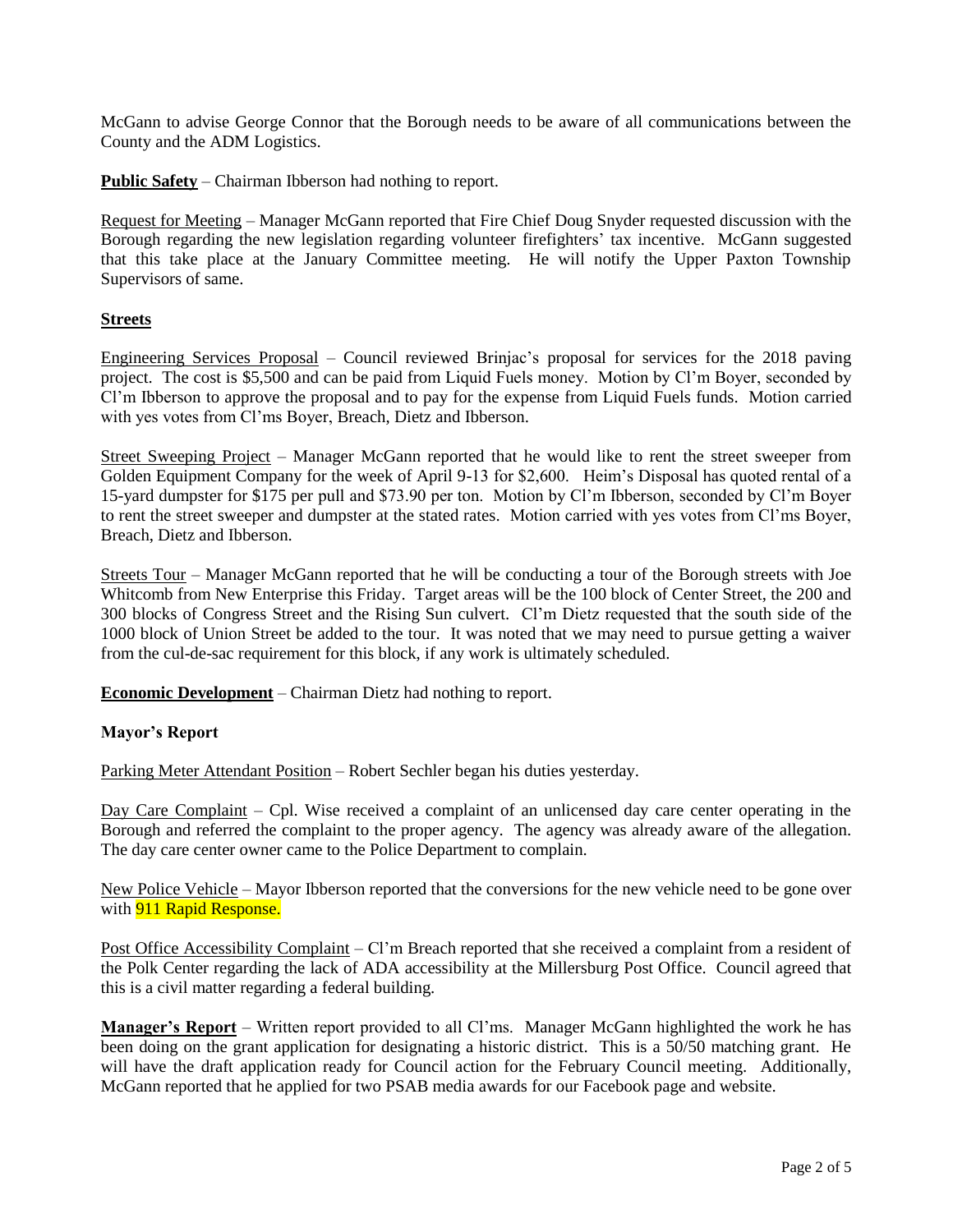McGann to advise George Connor that the Borough needs to be aware of all communications between the County and the ADM Logistics.

**Public Safety** – Chairman Ibberson had nothing to report.

Request for Meeting – Manager McGann reported that Fire Chief Doug Snyder requested discussion with the Borough regarding the new legislation regarding volunteer firefighters' tax incentive. McGann suggested that this take place at the January Committee meeting. He will notify the Upper Paxton Township Supervisors of same.

**Streets**

Engineering Services Proposal – Council reviewed Brinjac's proposal for services for the 2018 paving project. The cost is $5,500 and can be paid from Liquid Fuels money. Motion by Cl'm Boyer, seconded by Cl'm Ibberson to approve the proposal and to pay for the expense from Liquid Fuels funds. Motion carried with yes votes from Cl'ms Boyer, Breach, Dietz and Ibberson.

Street Sweeping Project – Manager McGann reported that he would like to rent the street sweeper from Golden Equipment Company for the week of April 9-13 for $2,600. Heim's Disposal has quoted rental of a 15-yard dumpster for $175 per pull and $73.90 per ton. Motion by Cl'm Ibberson, seconded by Cl'm Boyer to rent the street sweeper and dumpster at the stated rates. Motion carried with yes votes from Cl'ms Boyer, Breach, Dietz and Ibberson.

Streets Tour – Manager McGann reported that he will be conducting a tour of the Borough streets with Joe Whitcomb from New Enterprise this Friday. Target areas will be the 100 block of Center Street, the 200 and 300 blocks of Congress Street and the Rising Sun culvert. Cl'm Dietz requested that the south side of the 1000 block of Union Street be added to the tour. It was noted that we may need to pursue getting a waiver from the cul-de-sac requirement for this block, if any work is ultimately scheduled.

**Economic Development** – Chairman Dietz had nothing to report.

**Mayor's Report**

Parking Meter Attendant Position – Robert Sechler began his duties yesterday.

Day Care Complaint – Cpl. Wise received a complaint of an unlicensed day care center operating in the Borough and referred the complaint to the proper agency. The agency was already aware of the allegation. The day care center owner came to the Police Department to complain.

New Police Vehicle – Mayor Ibberson reported that the conversions for the new vehicle need to be gone over with 911 Rapid Response.

Post Office Accessibility Complaint – Cl'm Breach reported that she received a complaint from a resident of the Polk Center regarding the lack of ADA accessibility at the Millersburg Post Office. Council agreed that this is a civil matter regarding a federal building.

**Manager's Report** – Written report provided to all Cl'ms. Manager McGann highlighted the work he has been doing on the grant application for designating a historic district. This is a 50/50 matching grant. He will have the draft application ready for Council action for the February Council meeting. Additionally, McGann reported that he applied for two PSAB media awards for our Facebook page and website.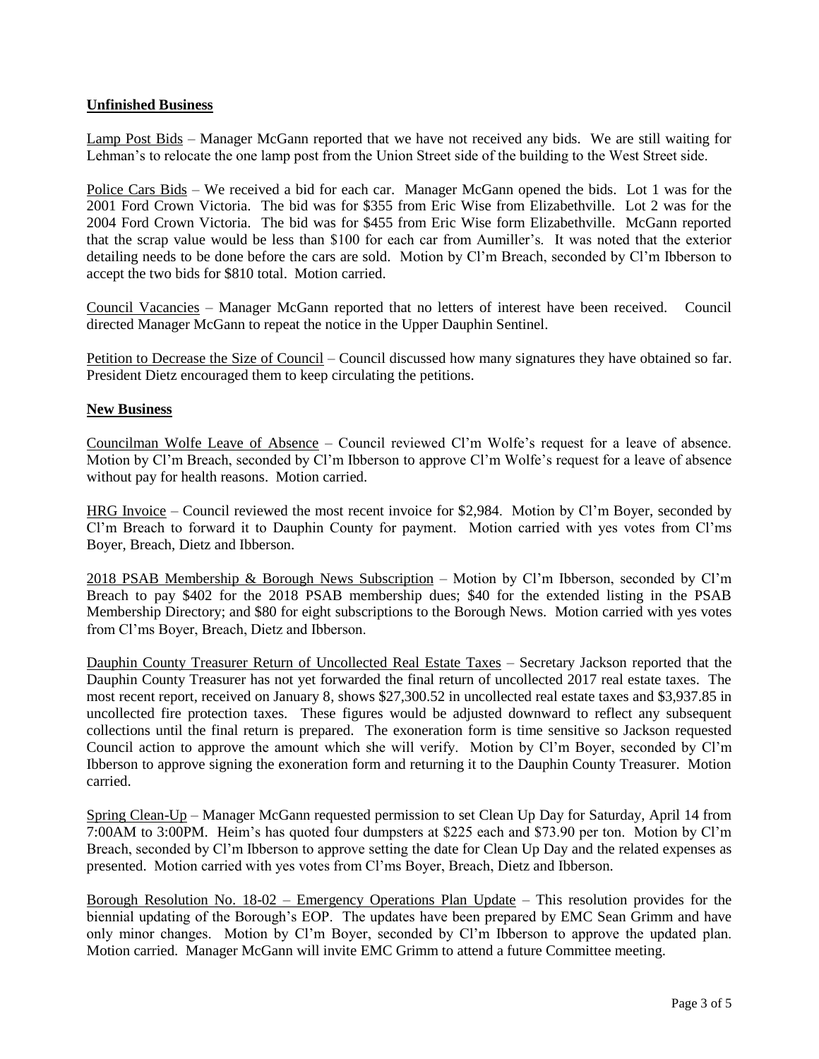## Unfinished Business

Lamp Post Bids – Manager McGann reported that we have not received any bids. We are still waiting for Lehman's to relocate the one lamp post from the Union Street side of the building to the West Street side.

Police Cars Bids – We received a bid for each car. Manager McGann opened the bids. Lot 1 was for the 2001 Ford Crown Victoria. The bid was for $355 from Eric Wise from Elizabethville. Lot 2 was for the 2004 Ford Crown Victoria. The bid was for $455 from Eric Wise form Elizabethville. McGann reported that the scrap value would be less than $100 for each car from Aumiller's. It was noted that the exterior detailing needs to be done before the cars are sold. Motion by Cl'm Breach, seconded by Cl'm Ibberson to accept the two bids for $810 total. Motion carried.

Council Vacancies – Manager McGann reported that no letters of interest have been received. Council directed Manager McGann to repeat the notice in the Upper Dauphin Sentinel.

Petition to Decrease the Size of Council – Council discussed how many signatures they have obtained so far. President Dietz encouraged them to keep circulating the petitions.

## New Business

Councilman Wolfe Leave of Absence – Council reviewed Cl'm Wolfe's request for a leave of absence. Motion by Cl'm Breach, seconded by Cl'm Ibberson to approve Cl'm Wolfe's request for a leave of absence without pay for health reasons. Motion carried.

HRG Invoice – Council reviewed the most recent invoice for $2,984. Motion by Cl'm Boyer, seconded by Cl'm Breach to forward it to Dauphin County for payment. Motion carried with yes votes from Cl'ms Boyer, Breach, Dietz and Ibberson.

2018 PSAB Membership & Borough News Subscription – Motion by Cl'm Ibberson, seconded by Cl'm Breach to pay $402 for the 2018 PSAB membership dues; $40 for the extended listing in the PSAB Membership Directory; and $80 for eight subscriptions to the Borough News. Motion carried with yes votes from Cl'ms Boyer, Breach, Dietz and Ibberson.

Dauphin County Treasurer Return of Uncollected Real Estate Taxes – Secretary Jackson reported that the Dauphin County Treasurer has not yet forwarded the final return of uncollected 2017 real estate taxes. The most recent report, received on January 8, shows $27,300.52 in uncollected real estate taxes and $3,937.85 in uncollected fire protection taxes. These figures would be adjusted downward to reflect any subsequent collections until the final return is prepared. The exoneration form is time sensitive so Jackson requested Council action to approve the amount which she will verify. Motion by Cl'm Boyer, seconded by Cl'm Ibberson to approve signing the exoneration form and returning it to the Dauphin County Treasurer. Motion carried.

Spring Clean-Up – Manager McGann requested permission to set Clean Up Day for Saturday, April 14 from 7:00AM to 3:00PM. Heim's has quoted four dumpsters at $225 each and $73.90 per ton. Motion by Cl'm Breach, seconded by Cl'm Ibberson to approve setting the date for Clean Up Day and the related expenses as presented. Motion carried with yes votes from Cl'ms Boyer, Breach, Dietz and Ibberson.

Borough Resolution No. 18-02 – Emergency Operations Plan Update – This resolution provides for the biennial updating of the Borough's EOP. The updates have been prepared by EMC Sean Grimm and have only minor changes. Motion by Cl'm Boyer, seconded by Cl'm Ibberson to approve the updated plan. Motion carried. Manager McGann will invite EMC Grimm to attend a future Committee meeting.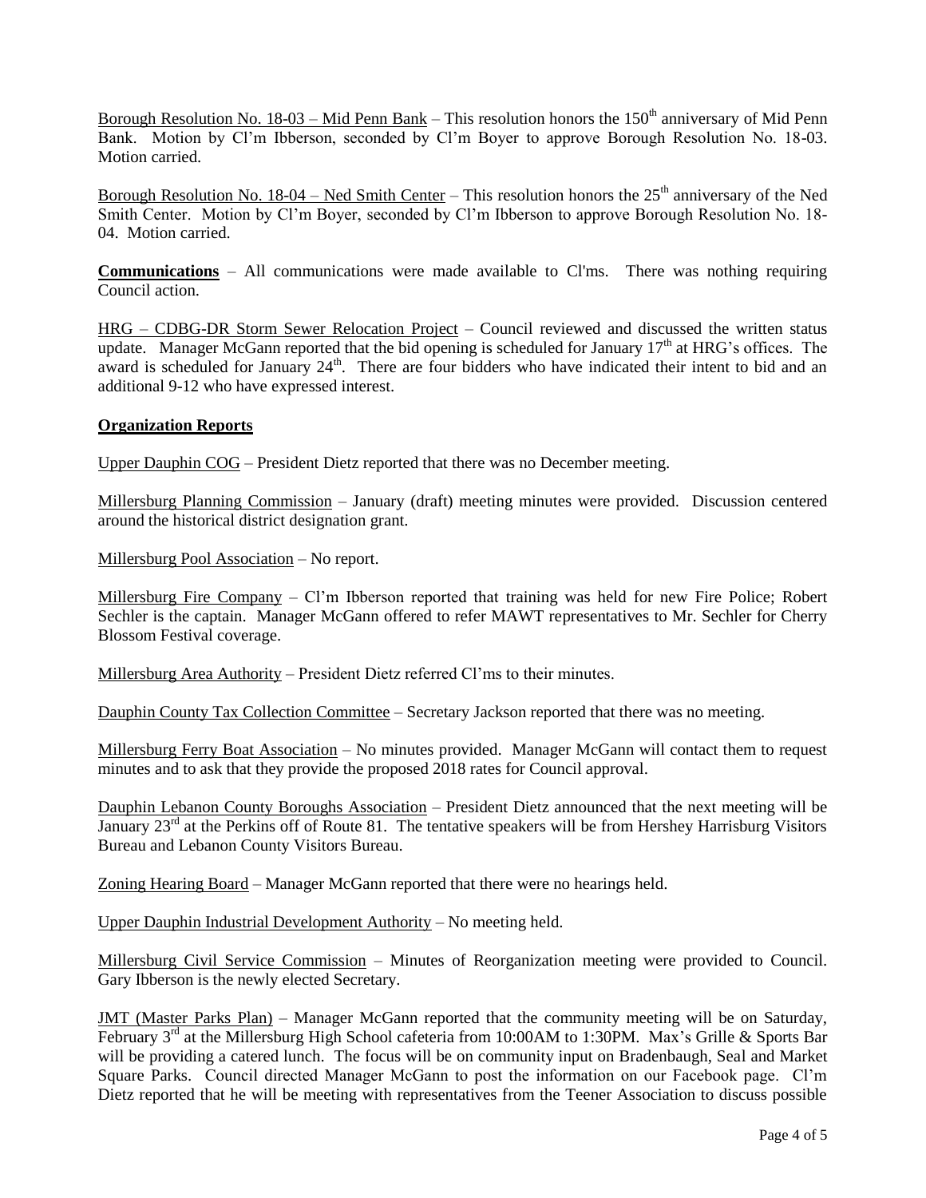<u>Borough Resolution No. 18-03 – Mid Penn Bank</u> – This resolution honors the 150th anniversary of Mid Penn Bank. Motion by Cl'm Ibberson, seconded by Cl'm Boyer to approve Borough Resolution No. 18-03. Motion carried.

<u>Borough Resolution No. 18-04 – Ned Smith Center</u> – This resolution honors the 25th anniversary of the Ned Smith Center. Motion by Cl'm Boyer, seconded by Cl'm Ibberson to approve Borough Resolution No. 18-04. Motion carried.

**<u>Communications</u>** – All communications were made available to Cl'ms. There was nothing requiring Council action.

<u>HRG – CDBG-DR Storm Sewer Relocation Project</u> – Council reviewed and discussed the written status update. Manager McGann reported that the bid opening is scheduled for January 17th at HRG's offices. The award is scheduled for January 24th. There are four bidders who have indicated their intent to bid and an additional 9-12 who have expressed interest.

**<u>Organization Reports</u>**

<u>Upper Dauphin COG</u> – President Dietz reported that there was no December meeting.

<u>Millersburg Planning Commission</u> – January (draft) meeting minutes were provided. Discussion centered around the historical district designation grant.

<u>Millersburg Pool Association</u> – No report.

<u>Millersburg Fire Company</u> – Cl'm Ibberson reported that training was held for new Fire Police; Robert Sechler is the captain. Manager McGann offered to refer MAWT representatives to Mr. Sechler for Cherry Blossom Festival coverage.

<u>Millersburg Area Authority</u> – President Dietz referred Cl'ms to their minutes.

<u>Dauphin County Tax Collection Committee</u> – Secretary Jackson reported that there was no meeting.

<u>Millersburg Ferry Boat Association</u> – No minutes provided. Manager McGann will contact them to request minutes and to ask that they provide the proposed 2018 rates for Council approval.

<u>Dauphin Lebanon County Boroughs Association</u> – President Dietz announced that the next meeting will be January 23rd at the Perkins off of Route 81. The tentative speakers will be from Hershey Harrisburg Visitors Bureau and Lebanon County Visitors Bureau.

<u>Zoning Hearing Board</u> – Manager McGann reported that there were no hearings held.

<u>Upper Dauphin Industrial Development Authority</u> – No meeting held.

<u>Millersburg Civil Service Commission</u> – Minutes of Reorganization meeting were provided to Council. Gary Ibberson is the newly elected Secretary.

<u>JMT (Master Parks Plan)</u> – Manager McGann reported that the community meeting will be on Saturday, February 3rd at the Millersburg High School cafeteria from 10:00AM to 1:30PM. Max's Grille & Sports Bar will be providing a catered lunch. The focus will be on community input on Bradenbaugh, Seal and Market Square Parks. Council directed Manager McGann to post the information on our Facebook page. Cl'm Dietz reported that he will be meeting with representatives from the Teener Association to discuss possible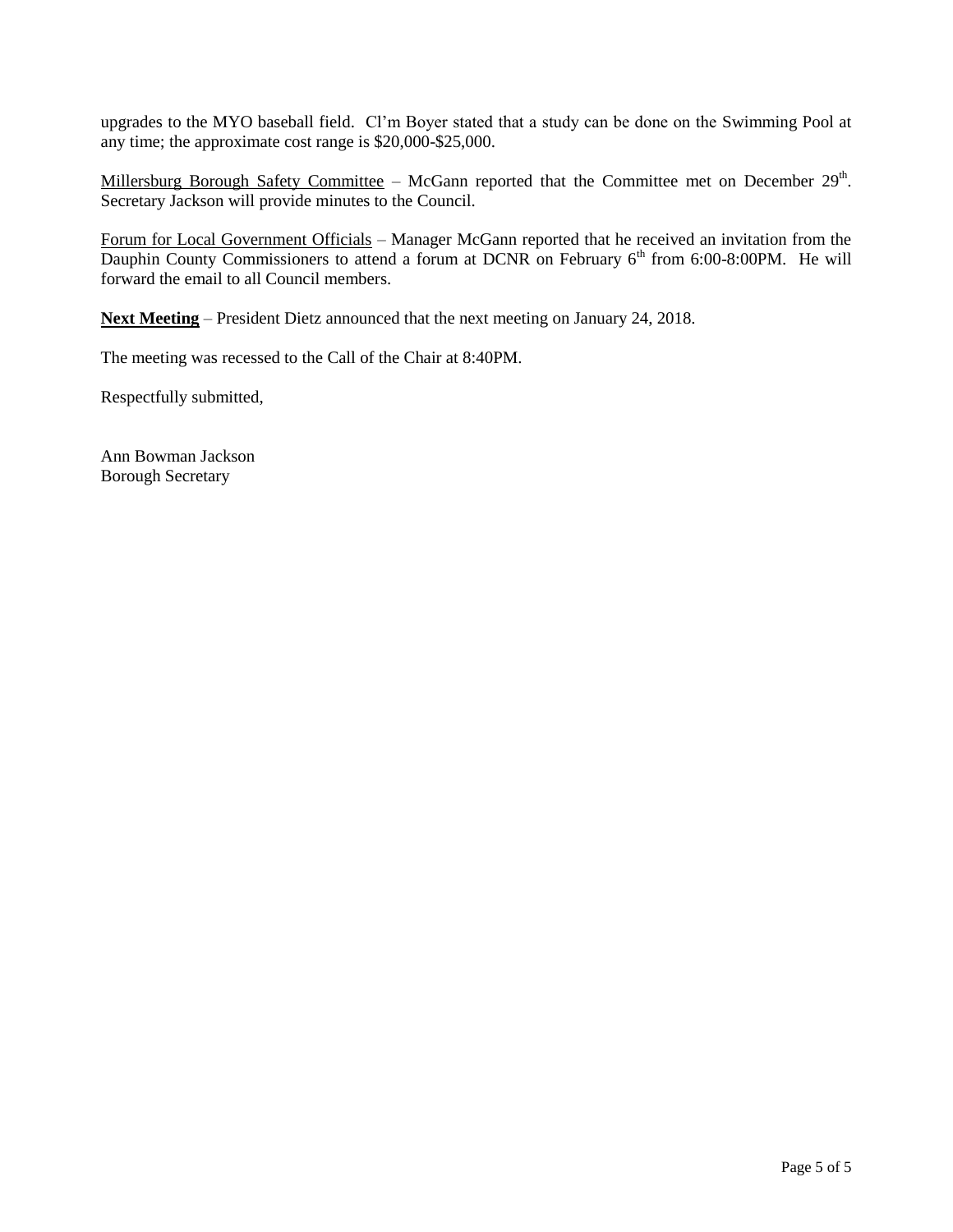upgrades to the MYO baseball field. Cl'm Boyer stated that a study can be done on the Swimming Pool at any time; the approximate cost range is $20,000-$25,000.

Millersburg Borough Safety Committee – McGann reported that the Committee met on December 29th. Secretary Jackson will provide minutes to the Council.

Forum for Local Government Officials – Manager McGann reported that he received an invitation from the Dauphin County Commissioners to attend a forum at DCNR on February 6th from 6:00-8:00PM. He will forward the email to all Council members.

**Next Meeting** – President Dietz announced that the next meeting on January 24, 2018.

The meeting was recessed to the Call of the Chair at 8:40PM.

Respectfully submitted,

Ann Bowman Jackson
Borough Secretary